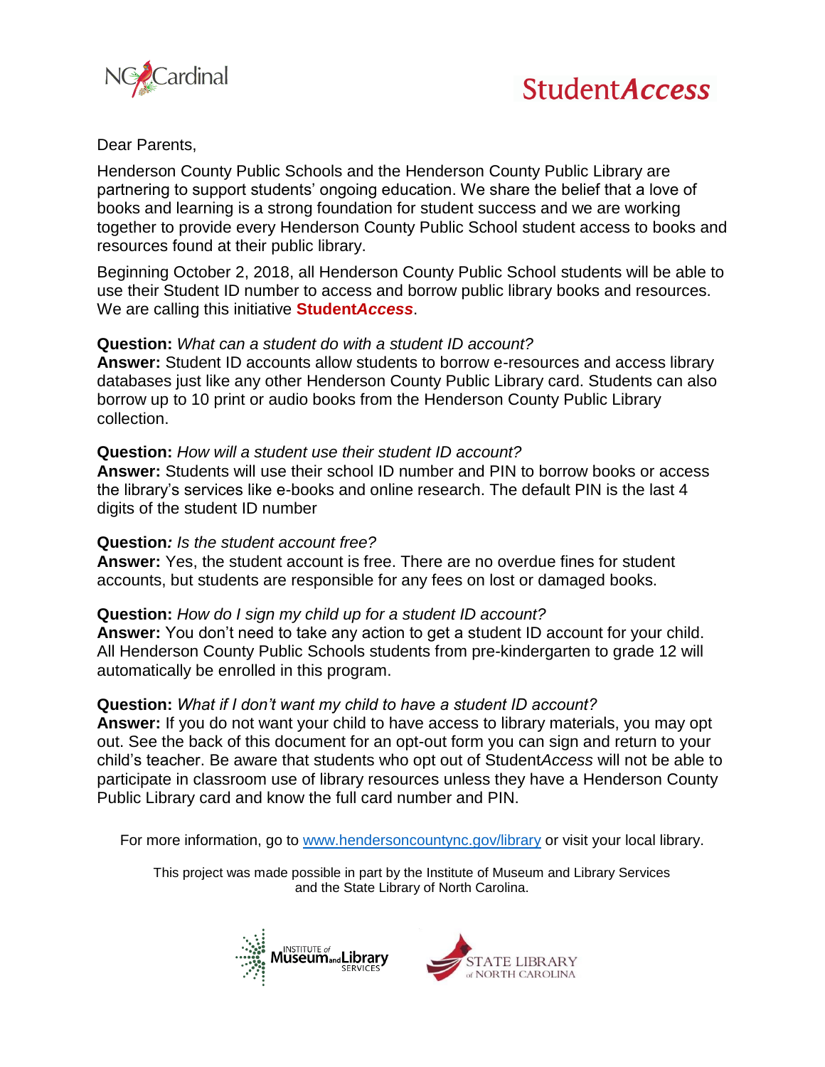NCCardinal

# Student*Access*

Dear Parents,

Henderson County Public Schools and the Henderson County Public Library are partnering to support students' ongoing education. We share the belief that a love of books and learning is a strong foundation for student success and we are working together to provide every Henderson County Public School student access to books and resources found at their public library.

Beginning October 2, 2018, all Henderson County Public School students will be able to use their Student ID number to access and borrow public library books and resources. We are calling this initiative **Student*Access***.

**Question:** *What can a student do with a student ID account?*
**Answer:** Student ID accounts allow students to borrow e-resources and access library databases just like any other Henderson County Public Library card. Students can also borrow up to 10 print or audio books from the Henderson County Public Library collection.

**Question:** *How will a student use their student ID account?*
**Answer:** Students will use their school ID number and PIN to borrow books or access the library's services like e-books and online research. The default PIN is the last 4 digits of the student ID number

**Question***: Is the student account free?*
**Answer:** Yes, the student account is free. There are no overdue fines for student accounts, but students are responsible for any fees on lost or damaged books.

**Question:** *How do I sign my child up for a student ID account?*
**Answer:** You don't need to take any action to get a student ID account for your child. All Henderson County Public Schools students from pre-kindergarten to grade 12 will automatically be enrolled in this program.

**Question:** *What if I don't want my child to have a student ID account?*
**Answer:** If you do not want your child to have access to library materials, you may opt out. See the back of this document for an opt-out form you can sign and return to your child's teacher. Be aware that students who opt out of Student*Access* will not be able to participate in classroom use of library resources unless they have a Henderson County Public Library card and know the full card number and PIN.

For more information, go to www.hendersoncountync.gov/library or visit your local library.

This project was made possible in part by the Institute of Museum and Library Services and the State Library of North Carolina.

Institute of Museum and Library Services

State Library of North Carolina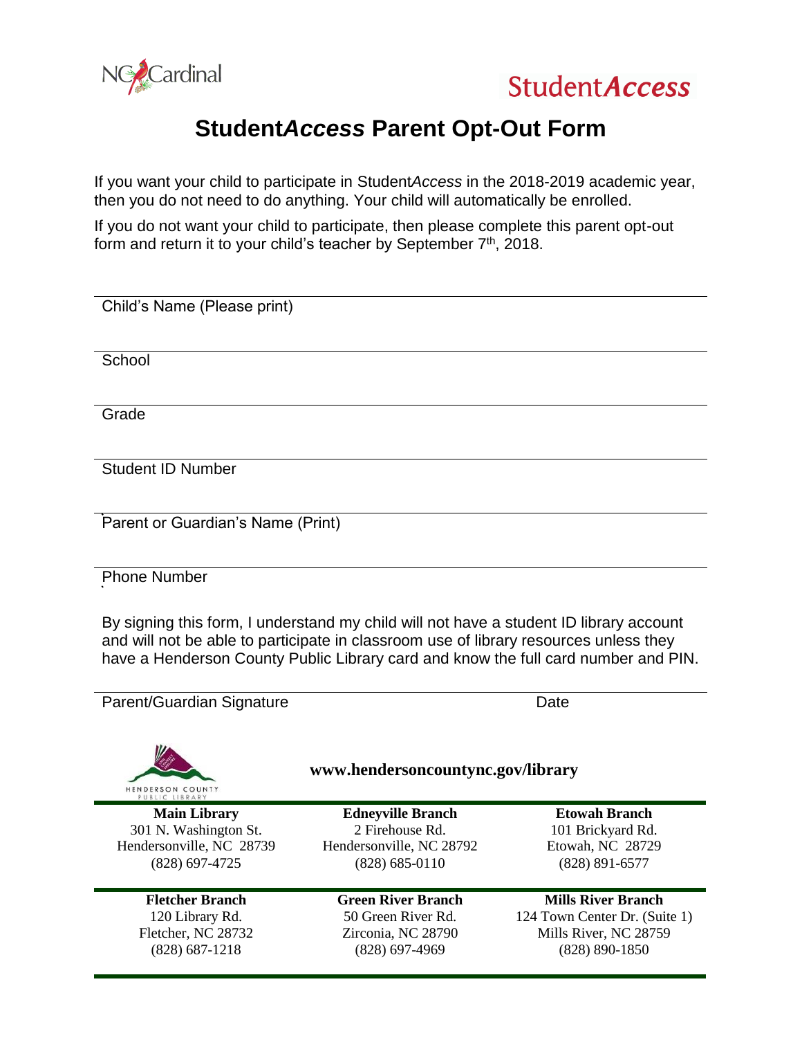NC Cardinal

Student*Access*

# Student*Access* Parent Opt-Out Form

If you want your child to participate in Student*Access* in the 2018-2019 academic year, then you do not need to do anything. Your child will automatically be enrolled.

If you do not want your child to participate, then please complete this parent opt-out form and return it to your child's teacher by September 7th, 2018.

Child's Name (Please print) ______________________________

School ______________________________

Grade ______________________________

Student ID Number ______________________________

Parent or Guardian's Name (Print) ______________________________

Phone Number ______________________________

By signing this form, I understand my child will not have a student ID library account and will not be able to participate in classroom use of library resources unless they have a Henderson County Public Library card and know the full card number and PIN.

Parent/Guardian Signature ______________________________ Date ______________

HENDERSON COUNTY PUBLIC LIBRARY

**www.hendersoncountync.gov/library**

| | | |
|---|---|---|
| **Main Library**<br>301 N. Washington St.<br>Hendersonville, NC 28739<br>(828) 697-4725 | **Edneyville Branch**<br>2 Firehouse Rd.<br>Hendersonville, NC 28792<br>(828) 685-0110 | **Etowah Branch**<br>101 Brickyard Rd.<br>Etowah, NC 28729<br>(828) 891-6577 |
| **Fletcher Branch**<br>120 Library Rd.<br>Fletcher, NC 28732<br>(828) 687-1218 | **Green River Branch**<br>50 Green River Rd.<br>Zirconia, NC 28790<br>(828) 697-4969 | **Mills River Branch**<br>124 Town Center Dr. (Suite 1)<br>Mills River, NC 28759<br>(828) 890-1850 |